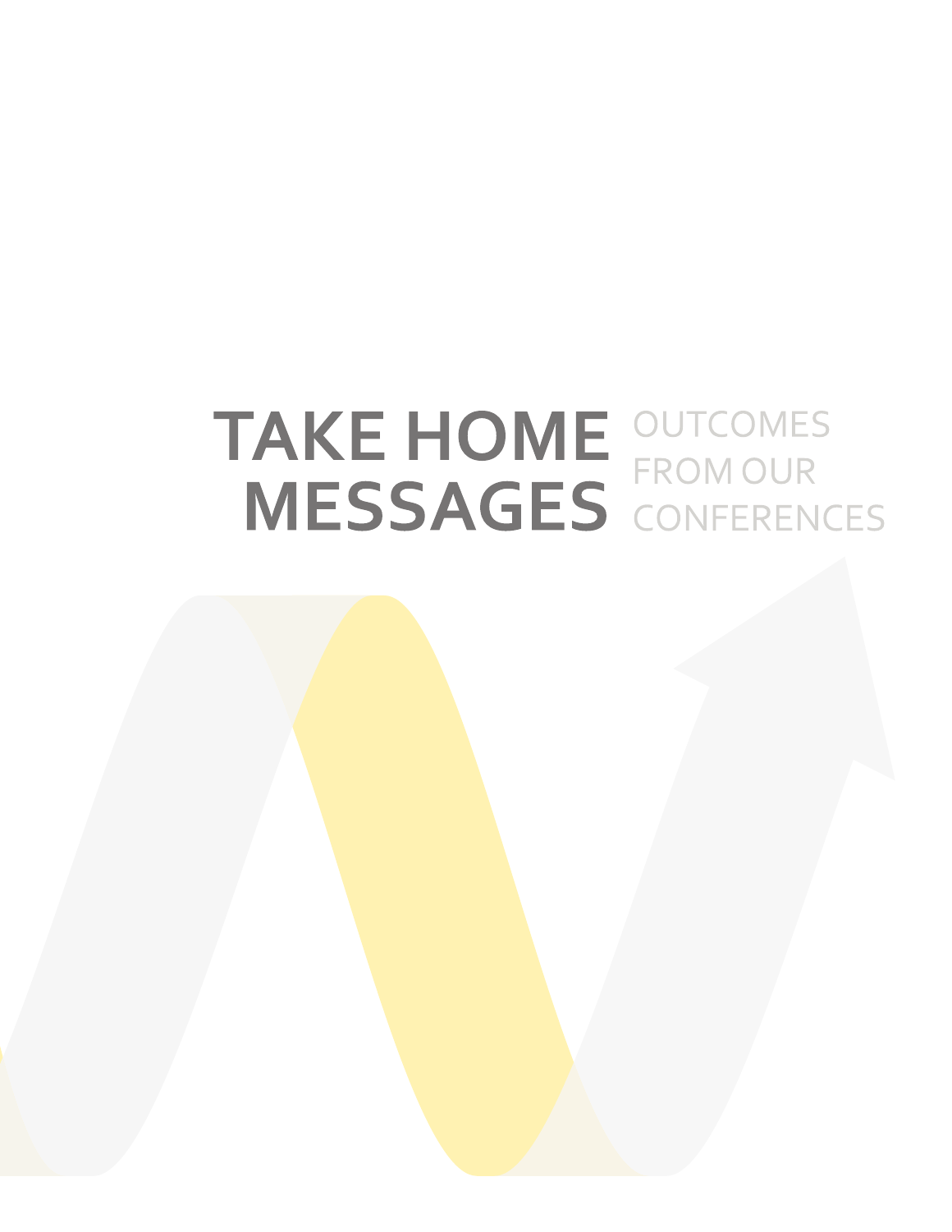# TAKE HOME MESSAGES

OUTCOMES FROM OUR CONFERENCES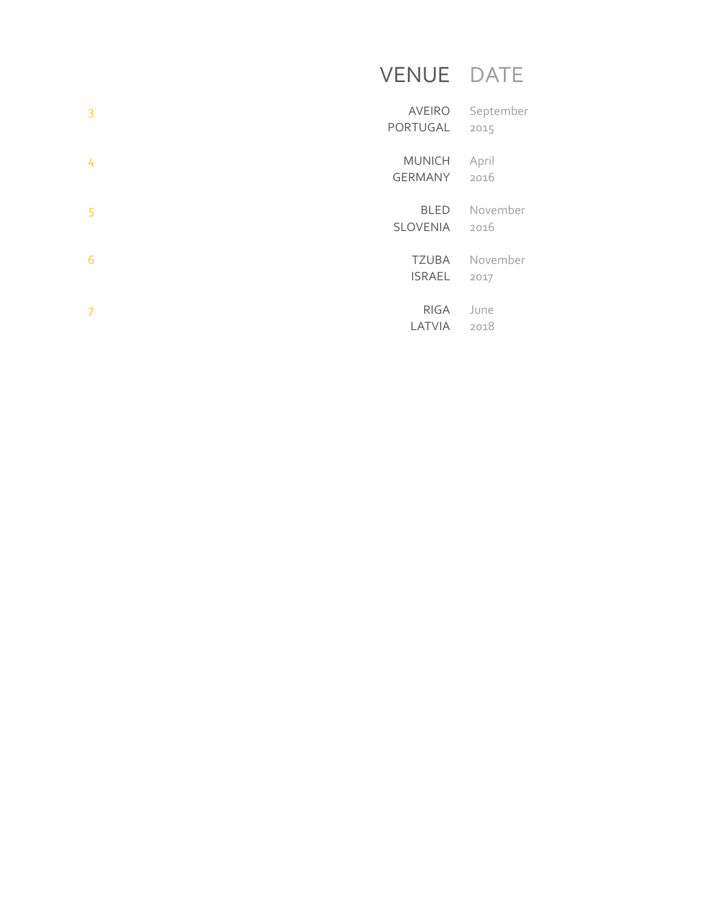| | VENUE | DATE |
|---|---|---|
| 3 | AVEIRO PORTUGAL | September 2015 |
| 4 | MUNICH GERMANY | April 2016 |
| 5 | BLED SLOVENIA | November 2016 |
| 6 | TZUBA ISRAEL | November 2017 |
| 7 | RIGA LATVIA | June 2018 |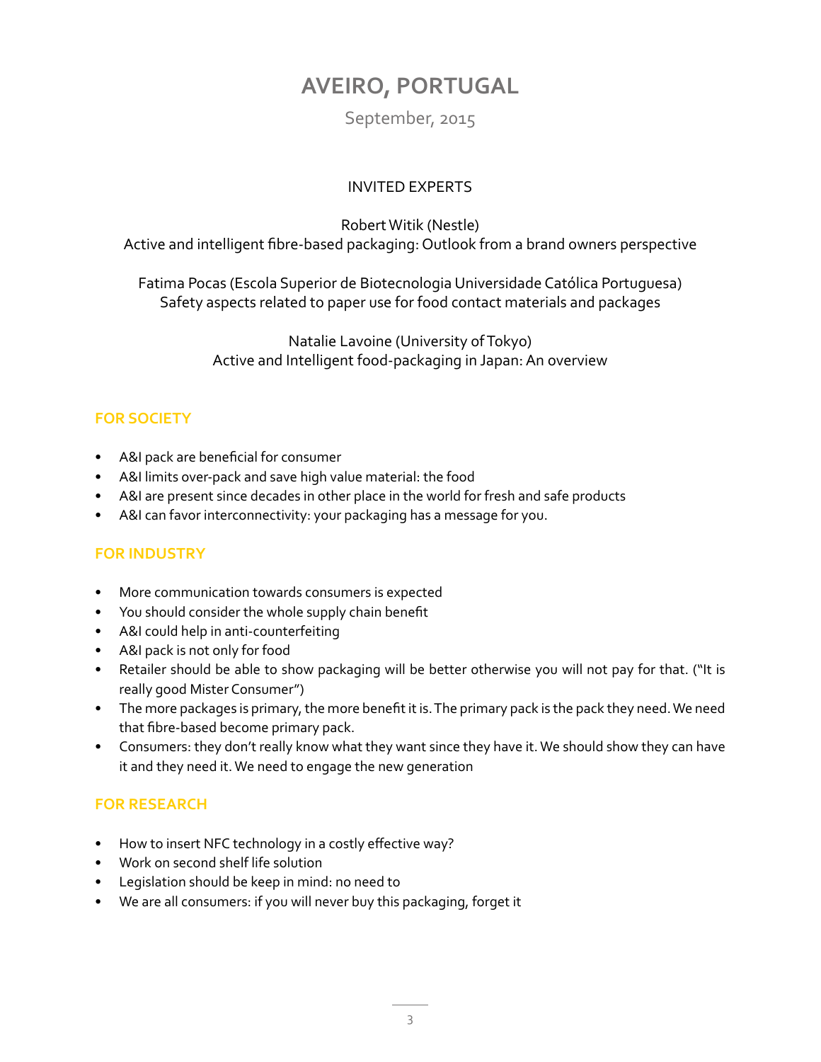# AVEIRO, PORTUGAL

September, 2015

INVITED EXPERTS

Robert Witik (Nestle)
Active and intelligent fibre-based packaging: Outlook from a brand owners perspective

Fatima Pocas (Escola Superior de Biotecnologia Universidade Católica Portuguesa)
Safety aspects related to paper use for food contact materials and packages

Natalie Lavoine (University of Tokyo)
Active and Intelligent food-packaging in Japan: An overview

## FOR SOCIETY

- A&I pack are beneficial for consumer
- A&I limits over-pack and save high value material: the food
- A&I are present since decades in other place in the world for fresh and safe products
- A&I can favor interconnectivity: your packaging has a message for you.

## FOR INDUSTRY

- More communication towards consumers is expected
- You should consider the whole supply chain benefit
- A&I could help in anti-counterfeiting
- A&I pack is not only for food
- Retailer should be able to show packaging will be better otherwise you will not pay for that. ("It is really good Mister Consumer")
- The more packages is primary, the more benefit it is. The primary pack is the pack they need. We need that fibre-based become primary pack.
- Consumers: they don't really know what they want since they have it. We should show they can have it and they need it. We need to engage the new generation

## FOR RESEARCH

- How to insert NFC technology in a costly effective way?
- Work on second shelf life solution
- Legislation should be keep in mind: no need to
- We are all consumers: if you will never buy this packaging, forget it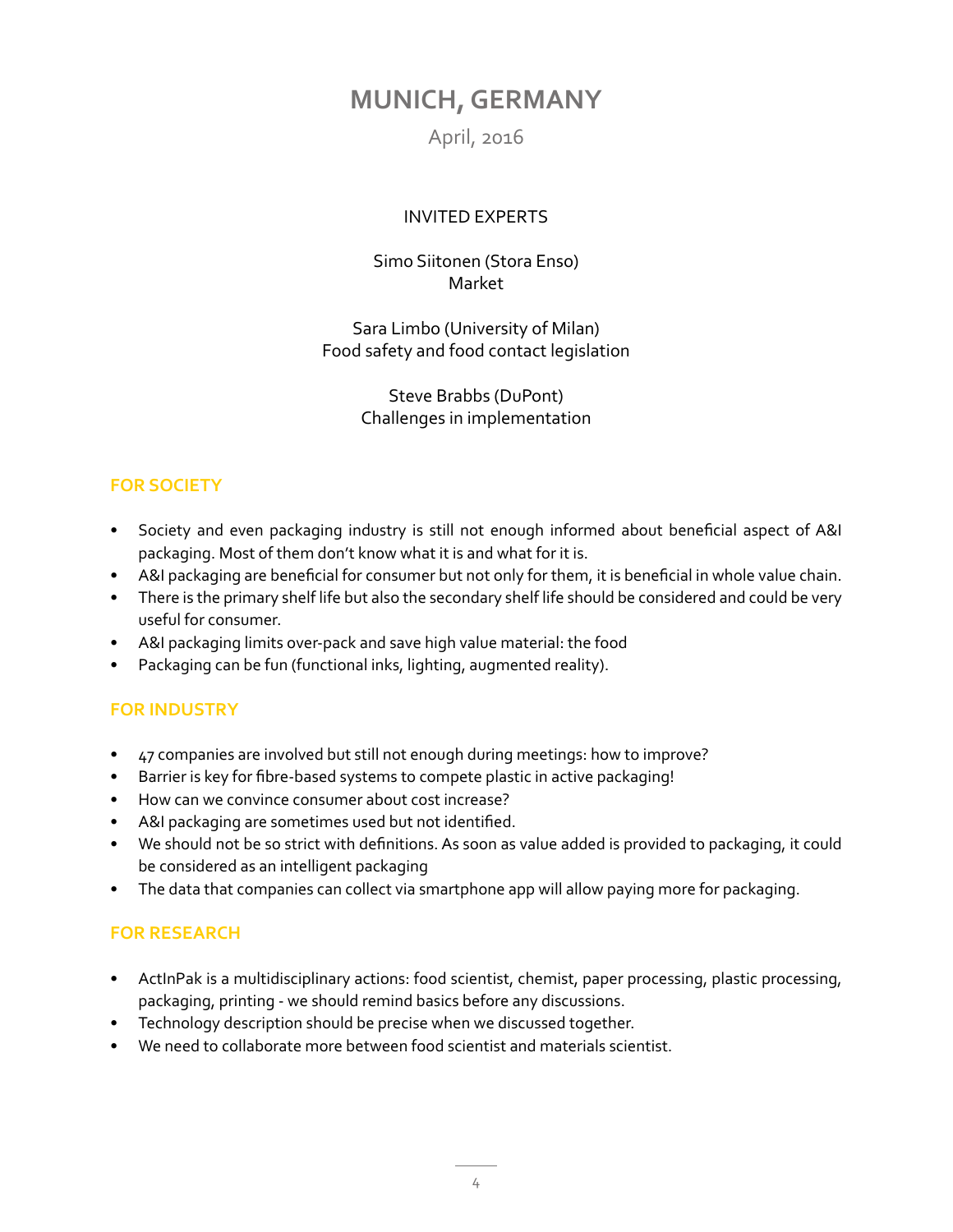# MUNICH, GERMANY

April, 2016

INVITED EXPERTS

Simo Siitonen (Stora Enso)
Market

Sara Limbo (University of Milan)
Food safety and food contact legislation

Steve Brabbs (DuPont)
Challenges in implementation

## FOR SOCIETY

- Society and even packaging industry is still not enough informed about beneficial aspect of A&I packaging. Most of them don't know what it is and what for it is.
- A&I packaging are beneficial for consumer but not only for them, it is beneficial in whole value chain.
- There is the primary shelf life but also the secondary shelf life should be considered and could be very useful for consumer.
- A&I packaging limits over-pack and save high value material: the food
- Packaging can be fun (functional inks, lighting, augmented reality).

## FOR INDUSTRY

- 47 companies are involved but still not enough during meetings: how to improve?
- Barrier is key for fibre-based systems to compete plastic in active packaging!
- How can we convince consumer about cost increase?
- A&I packaging are sometimes used but not identified.
- We should not be so strict with definitions. As soon as value added is provided to packaging, it could be considered as an intelligent packaging
- The data that companies can collect via smartphone app will allow paying more for packaging.

## FOR RESEARCH

- ActInPak is a multidisciplinary actions: food scientist, chemist, paper processing, plastic processing, packaging, printing - we should remind basics before any discussions.
- Technology description should be precise when we discussed together.
- We need to collaborate more between food scientist and materials scientist.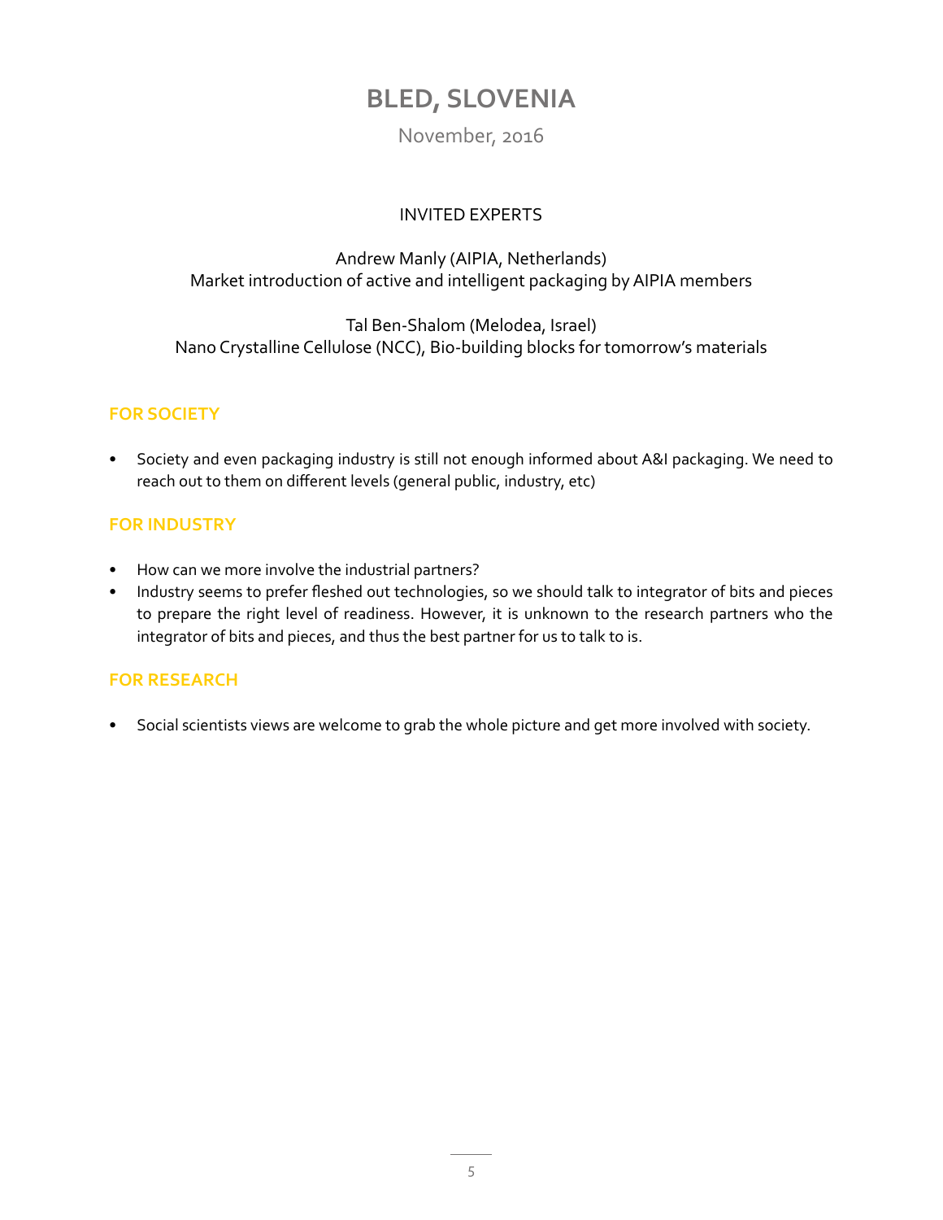# BLED, SLOVENIA

November, 2016

INVITED EXPERTS

Andrew Manly (AIPIA, Netherlands)
Market introduction of active and intelligent packaging by AIPIA members

Tal Ben-Shalom (Melodea, Israel)
Nano Crystalline Cellulose (NCC), Bio-building blocks for tomorrow's materials

## FOR SOCIETY

- Society and even packaging industry is still not enough informed about A&I packaging. We need to reach out to them on different levels (general public, industry, etc)

## FOR INDUSTRY

- How can we more involve the industrial partners?
- Industry seems to prefer fleshed out technologies, so we should talk to integrator of bits and pieces to prepare the right level of readiness. However, it is unknown to the research partners who the integrator of bits and pieces, and thus the best partner for us to talk to is.

## FOR RESEARCH

- Social scientists views are welcome to grab the whole picture and get more involved with society.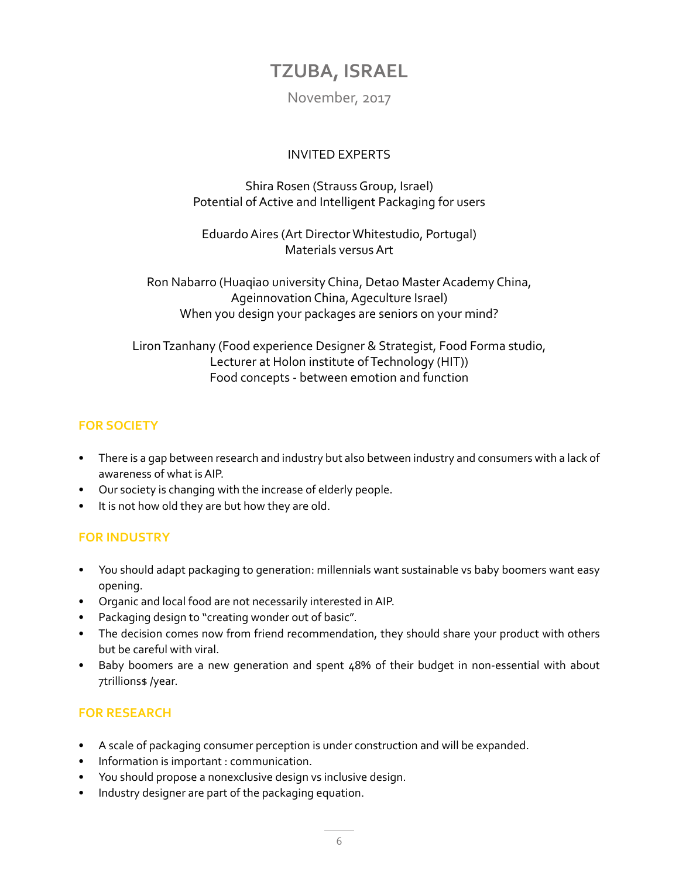# TZUBA, ISRAEL

November, 2017

INVITED EXPERTS

Shira Rosen (Strauss Group, Israel)
Potential of Active and Intelligent Packaging for users

Eduardo Aires (Art Director Whitestudio, Portugal)
Materials versus Art

Ron Nabarro (Huaqiao university China, Detao Master Academy China, Ageinnovation China, Ageculture Israel)
When you design your packages are seniors on your mind?

Liron Tzanhany (Food experience Designer & Strategist, Food Forma studio, Lecturer at Holon institute of Technology (HIT))
Food concepts - between emotion and function

## FOR SOCIETY

- There is a gap between research and industry but also between industry and consumers with a lack of awareness of what is AIP.
- Our society is changing with the increase of elderly people.
- It is not how old they are but how they are old.

## FOR INDUSTRY

- You should adapt packaging to generation: millennials want sustainable vs baby boomers want easy opening.
- Organic and local food are not necessarily interested in AIP.
- Packaging design to "creating wonder out of basic".
- The decision comes now from friend recommendation, they should share your product with others but be careful with viral.
- Baby boomers are a new generation and spent 48% of their budget in non-essential with about 7trillions$ /year.

## FOR RESEARCH

- A scale of packaging consumer perception is under construction and will be expanded.
- Information is important : communication.
- You should propose a nonexclusive design vs inclusive design.
- Industry designer are part of the packaging equation.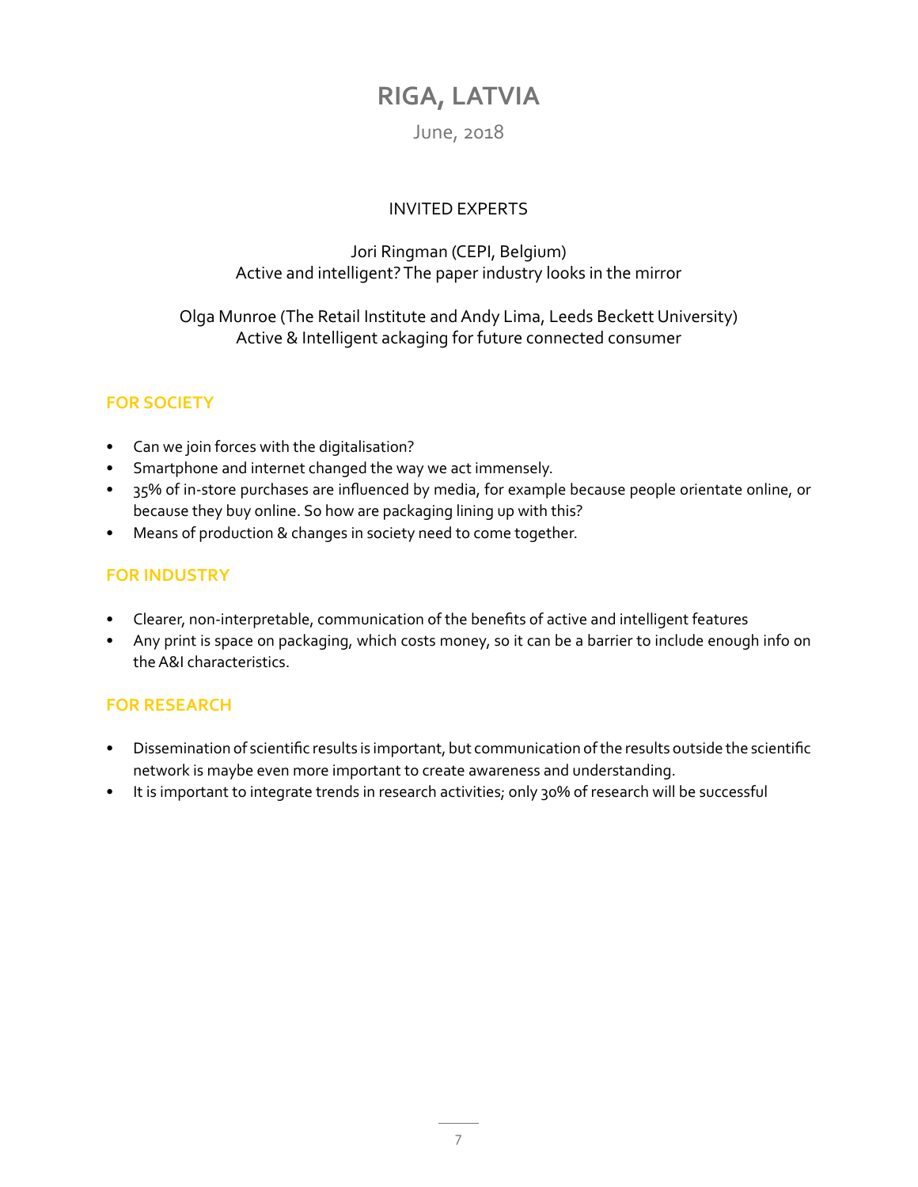# RIGA, LATVIA

June, 2018

INVITED EXPERTS

Jori Ringman (CEPI, Belgium)
Active and intelligent? The paper industry looks in the mirror

Olga Munroe (The Retail Institute and Andy Lima, Leeds Beckett University)
Active & Intelligent ackaging for future connected consumer

## FOR SOCIETY

- Can we join forces with the digitalisation?
- Smartphone and internet changed the way we act immensely.
- 35% of in-store purchases are influenced by media, for example because people orientate online, or because they buy online. So how are packaging lining up with this?
- Means of production & changes in society need to come together.

## FOR INDUSTRY

- Clearer, non-interpretable, communication of the benefits of active and intelligent features
- Any print is space on packaging, which costs money, so it can be a barrier to include enough info on the A&I characteristics.

## FOR RESEARCH

- Dissemination of scientific results is important, but communication of the results outside the scientific network is maybe even more important to create awareness and understanding.
- It is important to integrate trends in research activities; only 30% of research will be successful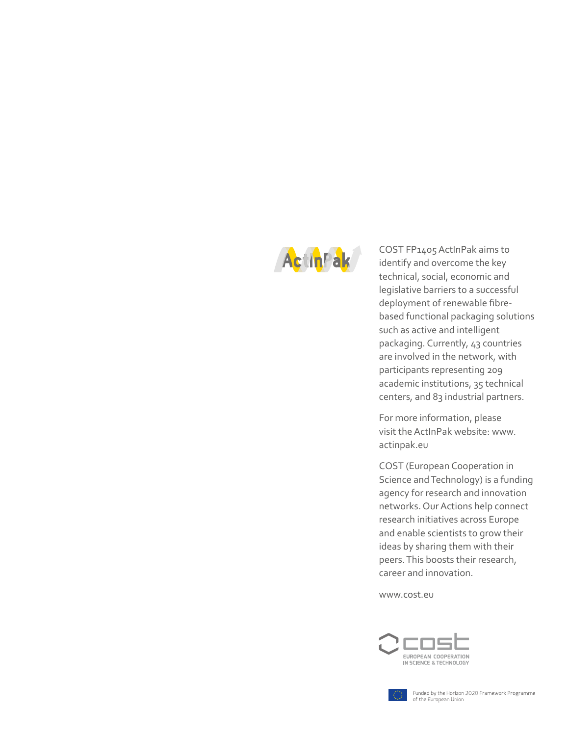COST FP1405 ActInPak aims to identify and overcome the key technical, social, economic and legislative barriers to a successful deployment of renewable fibre-based functional packaging solutions such as active and intelligent packaging. Currently, 43 countries are involved in the network, with participants representing 209 academic institutions, 35 technical centers, and 83 industrial partners.

For more information, please visit the ActInPak website: www.actinpak.eu

COST (European Cooperation in Science and Technology) is a funding agency for research and innovation networks. Our Actions help connect research initiatives across Europe and enable scientists to grow their ideas by sharing them with their peers. This boosts their research, career and innovation.

www.cost.eu

EUROPEAN COOPERATION IN SCIENCE & TECHNOLOGY

Funded by the Horizon 2020 Framework Programme of the European Union